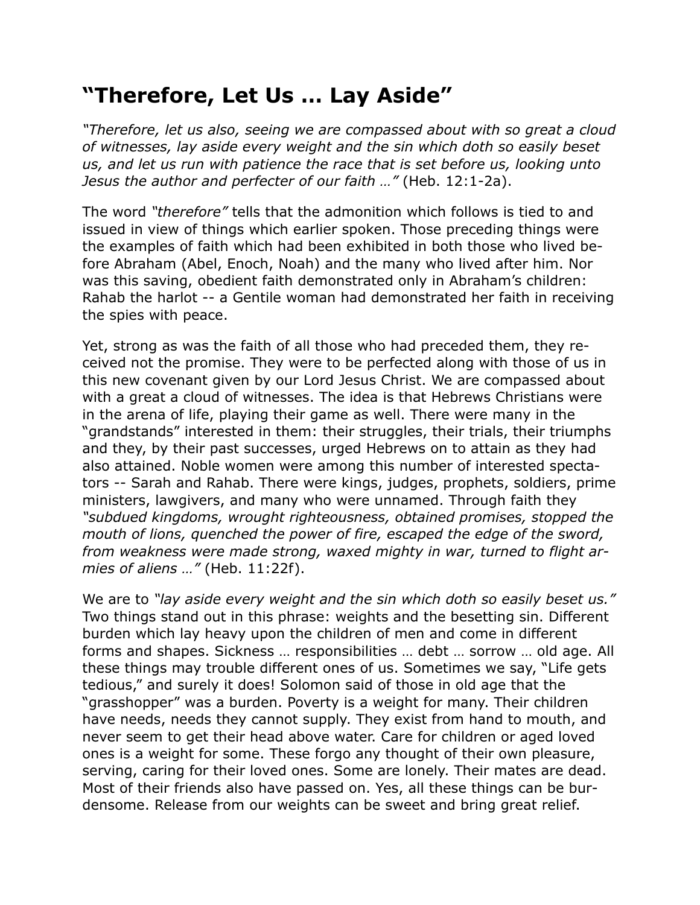# "Therefore, Let Us … Lay Aside"

*"Therefore, let us also, seeing we are compassed about with so great a cloud of witnesses, lay aside every weight and the sin which doth so easily beset us, and let us run with patience the race that is set before us, looking unto Jesus the author and perfecter of our faith …"* (Heb. 12:1-2a).

The word *"therefore"* tells that the admonition which follows is tied to and issued in view of things which earlier spoken. Those preceding things were the examples of faith which had been exhibited in both those who lived before Abraham (Abel, Enoch, Noah) and the many who lived after him. Nor was this saving, obedient faith demonstrated only in Abraham's children: Rahab the harlot -- a Gentile woman had demonstrated her faith in receiving the spies with peace.

Yet, strong as was the faith of all those who had preceded them, they received not the promise. They were to be perfected along with those of us in this new covenant given by our Lord Jesus Christ. We are compassed about with a great a cloud of witnesses. The idea is that Hebrews Christians were in the arena of life, playing their game as well. There were many in the "grandstands" interested in them: their struggles, their trials, their triumphs and they, by their past successes, urged Hebrews on to attain as they had also attained. Noble women were among this number of interested spectators -- Sarah and Rahab. There were kings, judges, prophets, soldiers, prime ministers, lawgivers, and many who were unnamed. Through faith they *"subdued kingdoms, wrought righteousness, obtained promises, stopped the mouth of lions, quenched the power of fire, escaped the edge of the sword, from weakness were made strong, waxed mighty in war, turned to flight armies of aliens …"* (Heb. 11:22f).

We are to *"lay aside every weight and the sin which doth so easily beset us."* Two things stand out in this phrase: weights and the besetting sin. Different burden which lay heavy upon the children of men and come in different forms and shapes. Sickness … responsibilities … debt … sorrow … old age. All these things may trouble different ones of us. Sometimes we say, "Life gets tedious," and surely it does! Solomon said of those in old age that the "grasshopper" was a burden. Poverty is a weight for many. Their children have needs, needs they cannot supply. They exist from hand to mouth, and never seem to get their head above water. Care for children or aged loved ones is a weight for some. These forgo any thought of their own pleasure, serving, caring for their loved ones. Some are lonely. Their mates are dead. Most of their friends also have passed on. Yes, all these things can be burdensome. Release from our weights can be sweet and bring great relief.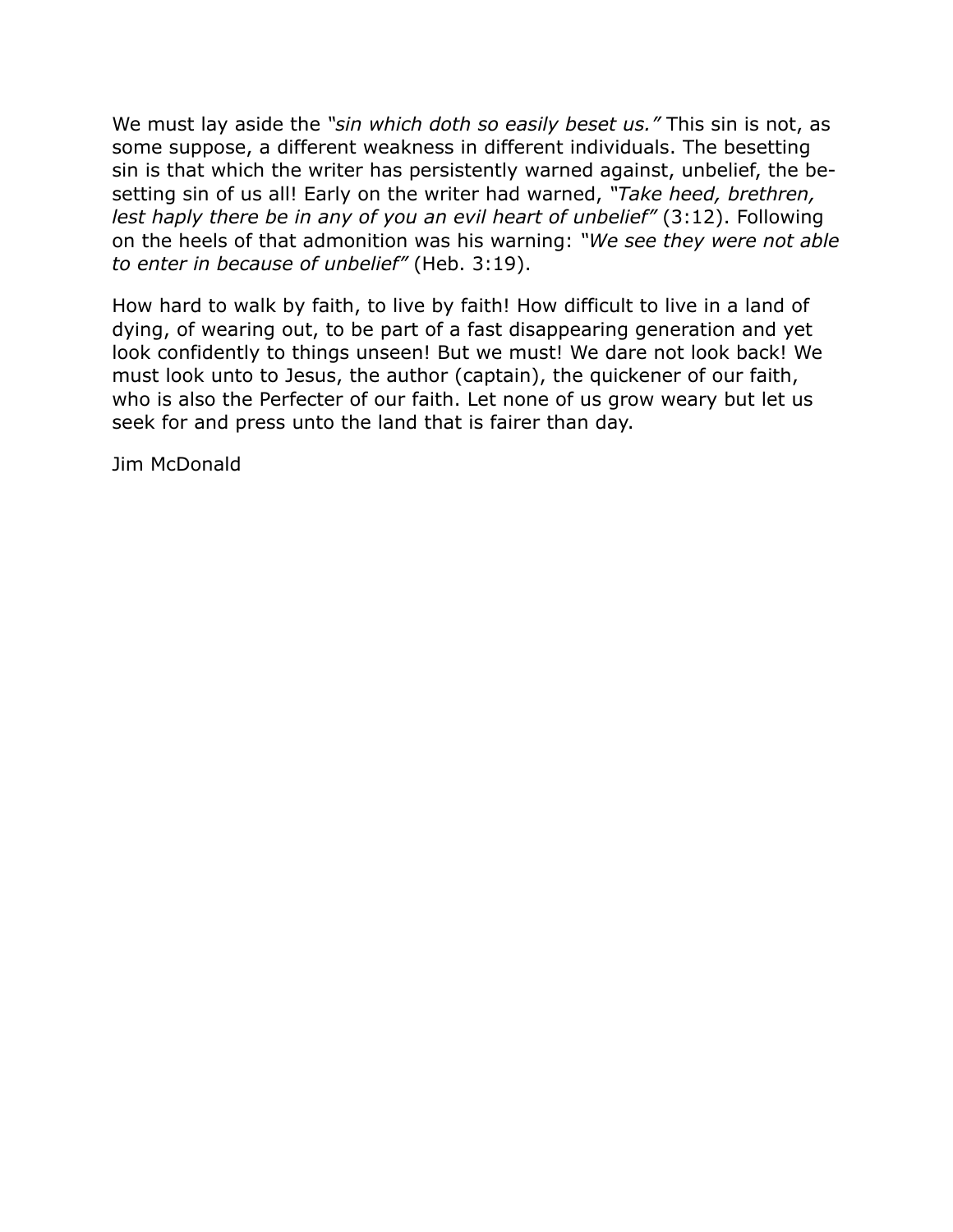We must lay aside the *"sin which doth so easily beset us."* This sin is not, as some suppose, a different weakness in different individuals. The besetting sin is that which the writer has persistently warned against, unbelief, the besetting sin of us all! Early on the writer had warned, *"Take heed, brethren, lest haply there be in any of you an evil heart of unbelief"* (3:12). Following on the heels of that admonition was his warning: *"We see they were not able to enter in because of unbelief"* (Heb. 3:19).

How hard to walk by faith, to live by faith! How difficult to live in a land of dying, of wearing out, to be part of a fast disappearing generation and yet look confidently to things unseen! But we must! We dare not look back! We must look unto to Jesus, the author (captain), the quickener of our faith, who is also the Perfecter of our faith. Let none of us grow weary but let us seek for and press unto the land that is fairer than day.

Jim McDonald